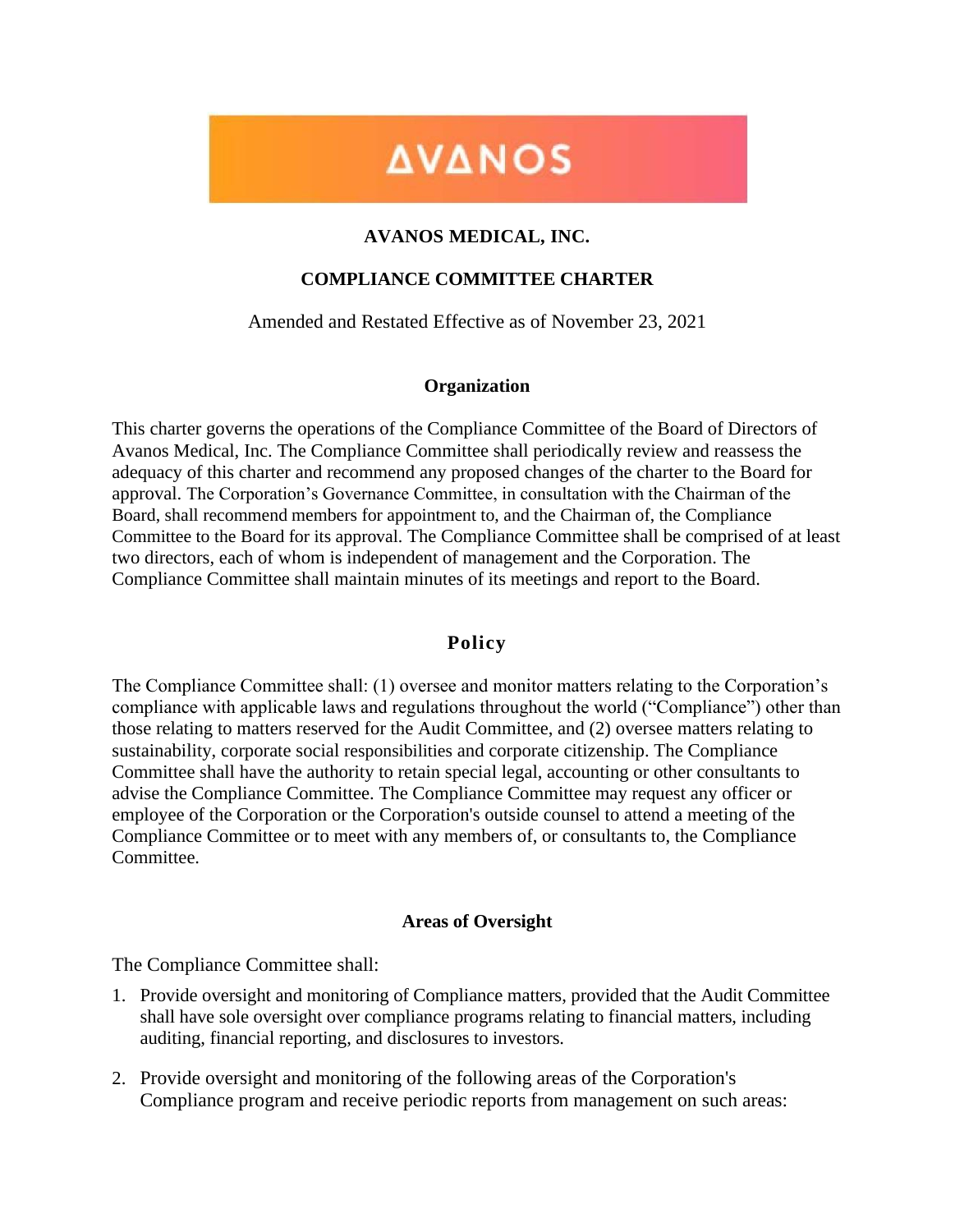AVANOS

# AVANOS MEDICAL, INC.

## COMPLIANCE COMMITTEE CHARTER

Amended and Restated Effective as of November 23, 2021

### Organization

This charter governs the operations of the Compliance Committee of the Board of Directors of Avanos Medical, Inc. The Compliance Committee shall periodically review and reassess the adequacy of this charter and recommend any proposed changes of the charter to the Board for approval. The Corporation's Governance Committee, in consultation with the Chairman of the Board, shall recommend members for appointment to, and the Chairman of, the Compliance Committee to the Board for its approval. The Compliance Committee shall be comprised of at least two directors, each of whom is independent of management and the Corporation. The Compliance Committee shall maintain minutes of its meetings and report to the Board.

### Policy

The Compliance Committee shall: (1) oversee and monitor matters relating to the Corporation's compliance with applicable laws and regulations throughout the world ("Compliance") other than those relating to matters reserved for the Audit Committee, and (2) oversee matters relating to sustainability, corporate social responsibilities and corporate citizenship. The Compliance Committee shall have the authority to retain special legal, accounting or other consultants to advise the Compliance Committee. The Compliance Committee may request any officer or employee of the Corporation or the Corporation's outside counsel to attend a meeting of the Compliance Committee or to meet with any members of, or consultants to, the Compliance Committee.

### Areas of Oversight

The Compliance Committee shall:

1. Provide oversight and monitoring of Compliance matters, provided that the Audit Committee shall have sole oversight over compliance programs relating to financial matters, including auditing, financial reporting, and disclosures to investors.

2. Provide oversight and monitoring of the following areas of the Corporation's Compliance program and receive periodic reports from management on such areas: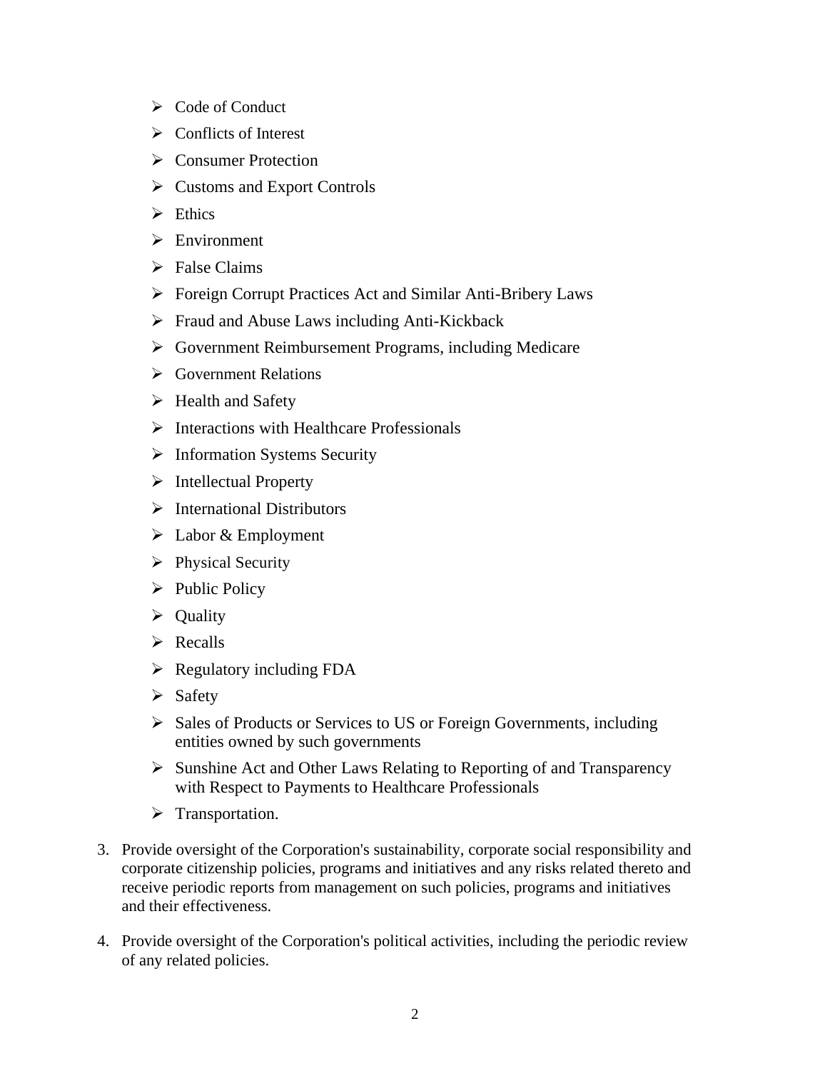- Code of Conduct
- Conflicts of Interest
- Consumer Protection
- Customs and Export Controls
- Ethics
- Environment
- False Claims
- Foreign Corrupt Practices Act and Similar Anti-Bribery Laws
- Fraud and Abuse Laws including Anti-Kickback
- Government Reimbursement Programs, including Medicare
- Government Relations
- Health and Safety
- Interactions with Healthcare Professionals
- Information Systems Security
- Intellectual Property
- International Distributors
- Labor & Employment
- Physical Security
- Public Policy
- Quality
- Recalls
- Regulatory including FDA
- Safety
- Sales of Products or Services to US or Foreign Governments, including entities owned by such governments
- Sunshine Act and Other Laws Relating to Reporting of and Transparency with Respect to Payments to Healthcare Professionals
- Transportation.

3. Provide oversight of the Corporation's sustainability, corporate social responsibility and corporate citizenship policies, programs and initiatives and any risks related thereto and receive periodic reports from management on such policies, programs and initiatives and their effectiveness.

4. Provide oversight of the Corporation's political activities, including the periodic review of any related policies.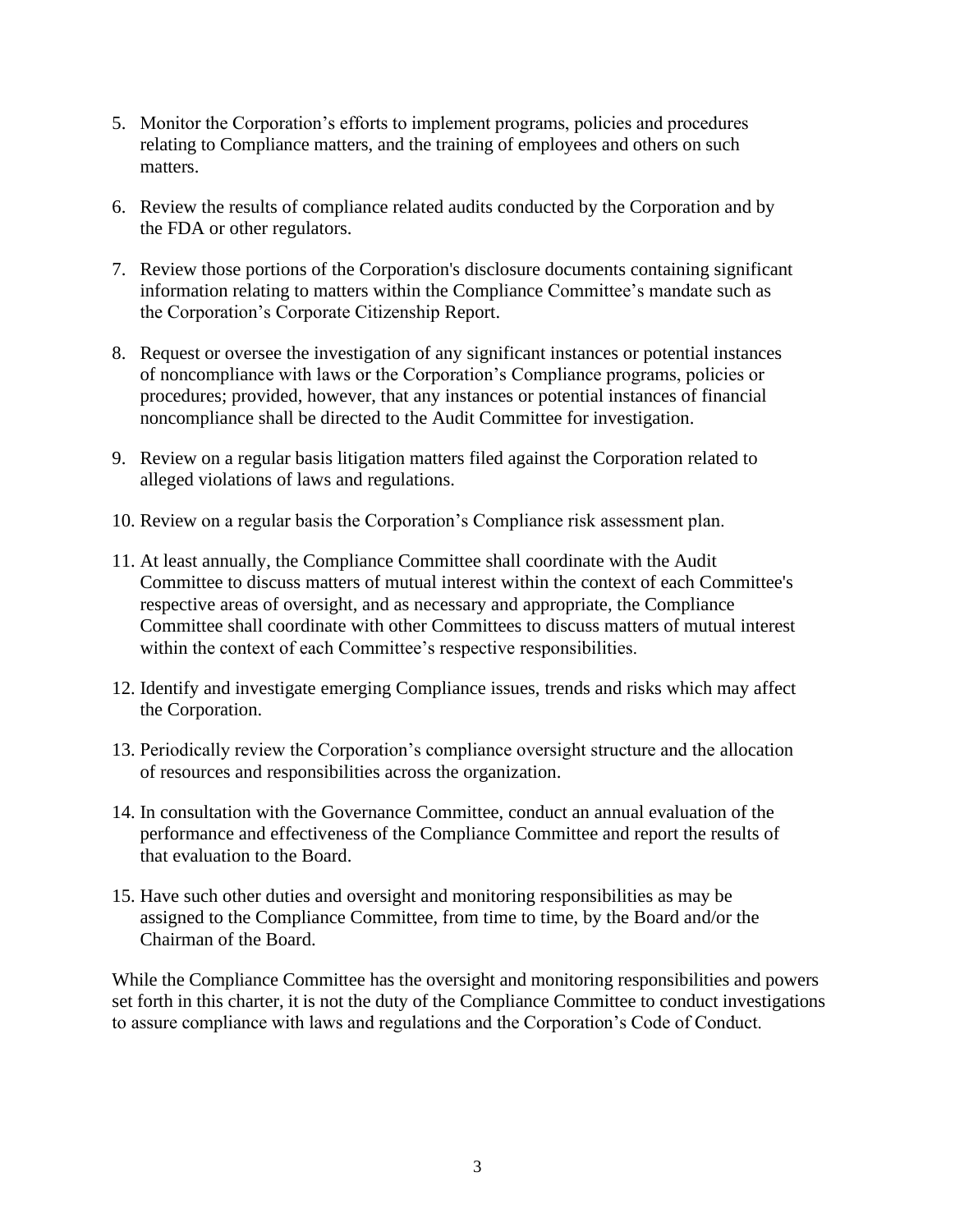5. Monitor the Corporation's efforts to implement programs, policies and procedures relating to Compliance matters, and the training of employees and others on such matters.

6. Review the results of compliance related audits conducted by the Corporation and by the FDA or other regulators.

7. Review those portions of the Corporation's disclosure documents containing significant information relating to matters within the Compliance Committee's mandate such as the Corporation's Corporate Citizenship Report.

8. Request or oversee the investigation of any significant instances or potential instances of noncompliance with laws or the Corporation's Compliance programs, policies or procedures; provided, however, that any instances or potential instances of financial noncompliance shall be directed to the Audit Committee for investigation.

9. Review on a regular basis litigation matters filed against the Corporation related to alleged violations of laws and regulations.

10. Review on a regular basis the Corporation's Compliance risk assessment plan.

11. At least annually, the Compliance Committee shall coordinate with the Audit Committee to discuss matters of mutual interest within the context of each Committee's respective areas of oversight, and as necessary and appropriate, the Compliance Committee shall coordinate with other Committees to discuss matters of mutual interest within the context of each Committee's respective responsibilities.

12. Identify and investigate emerging Compliance issues, trends and risks which may affect the Corporation.

13. Periodically review the Corporation's compliance oversight structure and the allocation of resources and responsibilities across the organization.

14. In consultation with the Governance Committee, conduct an annual evaluation of the performance and effectiveness of the Compliance Committee and report the results of that evaluation to the Board.

15. Have such other duties and oversight and monitoring responsibilities as may be assigned to the Compliance Committee, from time to time, by the Board and/or the Chairman of the Board.

While the Compliance Committee has the oversight and monitoring responsibilities and powers set forth in this charter, it is not the duty of the Compliance Committee to conduct investigations to assure compliance with laws and regulations and the Corporation's Code of Conduct.